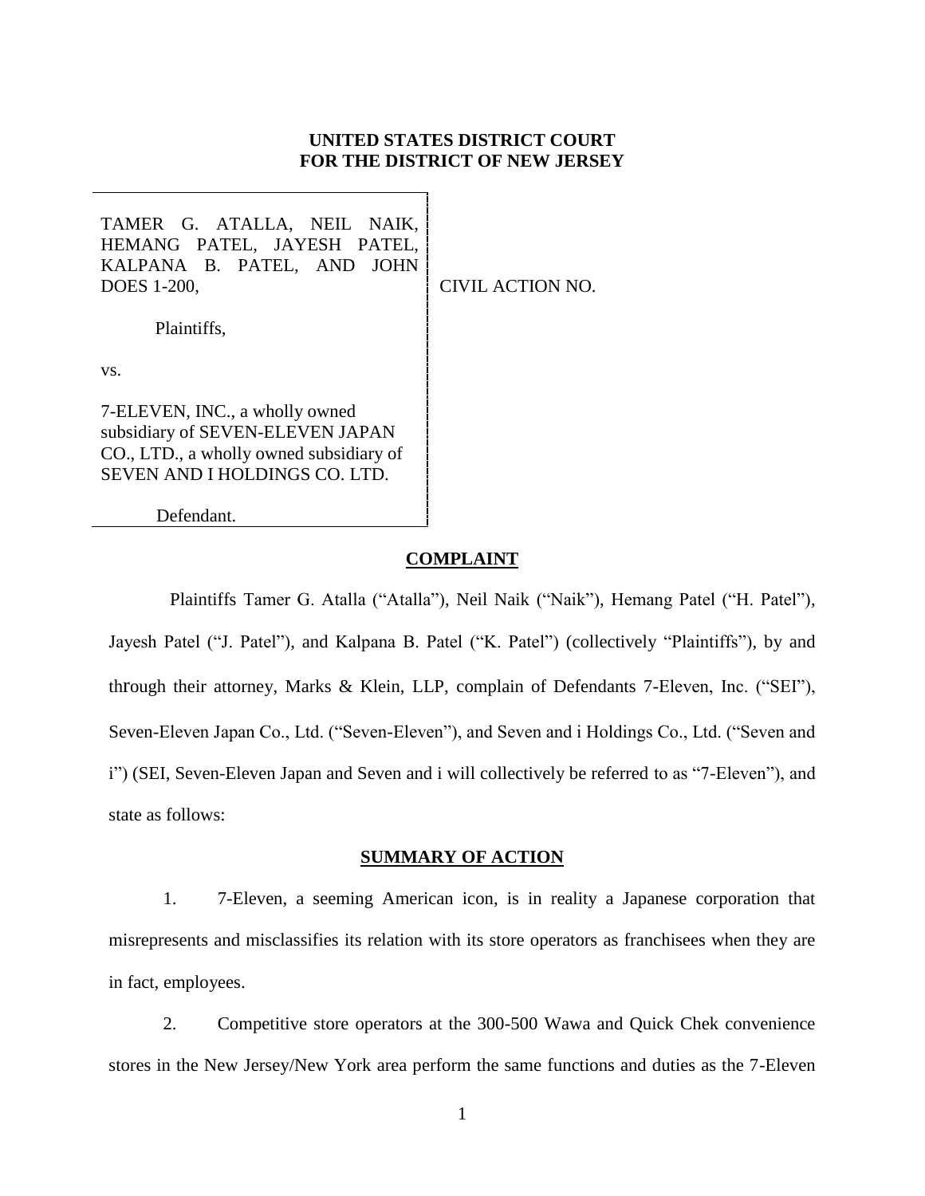**UNITED STATES DISTRICT COURT**
**FOR THE DISTRICT OF NEW JERSEY**

| | |
|---|---|
| TAMER G. ATALLA, NEIL NAIK, HEMANG PATEL, JAYESH PATEL, KALPANA B. PATEL, AND JOHN DOES 1-200,<br><br>Plaintiffs,<br><br>vs.<br><br>7-ELEVEN, INC., a wholly owned subsidiary of SEVEN-ELEVEN JAPAN CO., LTD., a wholly owned subsidiary of SEVEN AND I HOLDINGS CO. LTD.<br><br>Defendant. | CIVIL ACTION NO. |

## COMPLAINT

Plaintiffs Tamer G. Atalla ("Atalla"), Neil Naik ("Naik"), Hemang Patel ("H. Patel"), Jayesh Patel ("J. Patel"), and Kalpana B. Patel ("K. Patel") (collectively "Plaintiffs"), by and through their attorney, Marks & Klein, LLP, complain of Defendants 7-Eleven, Inc. ("SEI"), Seven-Eleven Japan Co., Ltd. ("Seven-Eleven"), and Seven and i Holdings Co., Ltd. ("Seven and i") (SEI, Seven-Eleven Japan and Seven and i will collectively be referred to as "7-Eleven"), and state as follows:

## SUMMARY OF ACTION

1. 7-Eleven, a seeming American icon, is in reality a Japanese corporation that misrepresents and misclassifies its relation with its store operators as franchisees when they are in fact, employees.

2. Competitive store operators at the 300-500 Wawa and Quick Chek convenience stores in the New Jersey/New York area perform the same functions and duties as the 7-Eleven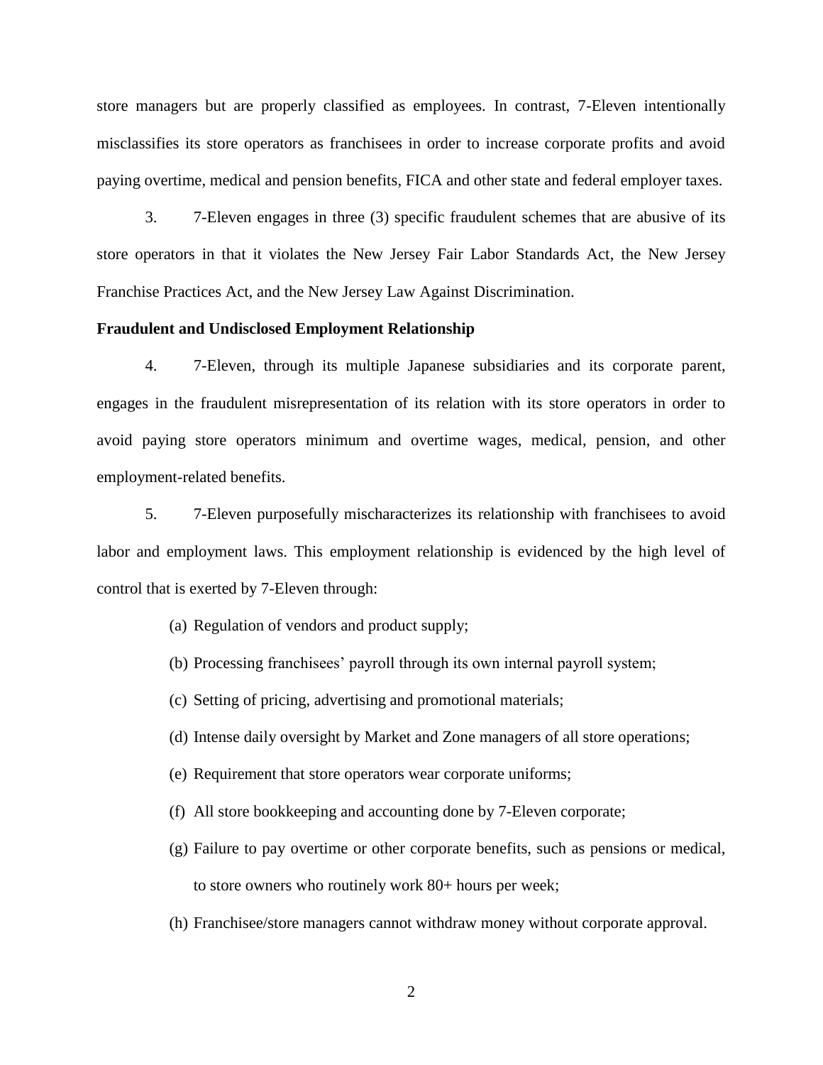store managers but are properly classified as employees. In contrast, 7-Eleven intentionally misclassifies its store operators as franchisees in order to increase corporate profits and avoid paying overtime, medical and pension benefits, FICA and other state and federal employer taxes.

3. 7-Eleven engages in three (3) specific fraudulent schemes that are abusive of its store operators in that it violates the New Jersey Fair Labor Standards Act, the New Jersey Franchise Practices Act, and the New Jersey Law Against Discrimination.

**Fraudulent and Undisclosed Employment Relationship**

4. 7-Eleven, through its multiple Japanese subsidiaries and its corporate parent, engages in the fraudulent misrepresentation of its relation with its store operators in order to avoid paying store operators minimum and overtime wages, medical, pension, and other employment-related benefits.

5. 7-Eleven purposefully mischaracterizes its relationship with franchisees to avoid labor and employment laws. This employment relationship is evidenced by the high level of control that is exerted by 7-Eleven through:

(a) Regulation of vendors and product supply;

(b) Processing franchisees' payroll through its own internal payroll system;

(c) Setting of pricing, advertising and promotional materials;

(d) Intense daily oversight by Market and Zone managers of all store operations;

(e) Requirement that store operators wear corporate uniforms;

(f) All store bookkeeping and accounting done by 7-Eleven corporate;

(g) Failure to pay overtime or other corporate benefits, such as pensions or medical, to store owners who routinely work 80+ hours per week;

(h) Franchisee/store managers cannot withdraw money without corporate approval.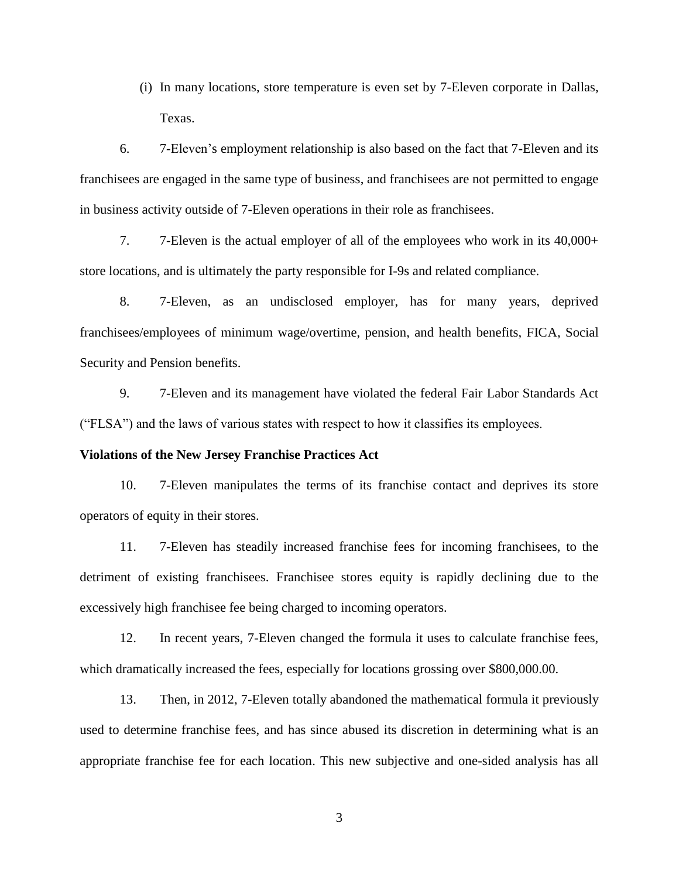(i) In many locations, store temperature is even set by 7-Eleven corporate in Dallas, Texas.

6. 7-Eleven's employment relationship is also based on the fact that 7-Eleven and its franchisees are engaged in the same type of business, and franchisees are not permitted to engage in business activity outside of 7-Eleven operations in their role as franchisees.

7. 7-Eleven is the actual employer of all of the employees who work in its 40,000+ store locations, and is ultimately the party responsible for I-9s and related compliance.

8. 7-Eleven, as an undisclosed employer, has for many years, deprived franchisees/employees of minimum wage/overtime, pension, and health benefits, FICA, Social Security and Pension benefits.

9. 7-Eleven and its management have violated the federal Fair Labor Standards Act ("FLSA") and the laws of various states with respect to how it classifies its employees.

**Violations of the New Jersey Franchise Practices Act**

10. 7-Eleven manipulates the terms of its franchise contact and deprives its store operators of equity in their stores.

11. 7-Eleven has steadily increased franchise fees for incoming franchisees, to the detriment of existing franchisees. Franchisee stores equity is rapidly declining due to the excessively high franchisee fee being charged to incoming operators.

12. In recent years, 7-Eleven changed the formula it uses to calculate franchise fees, which dramatically increased the fees, especially for locations grossing over $800,000.00.

13. Then, in 2012, 7-Eleven totally abandoned the mathematical formula it previously used to determine franchise fees, and has since abused its discretion in determining what is an appropriate franchise fee for each location. This new subjective and one-sided analysis has all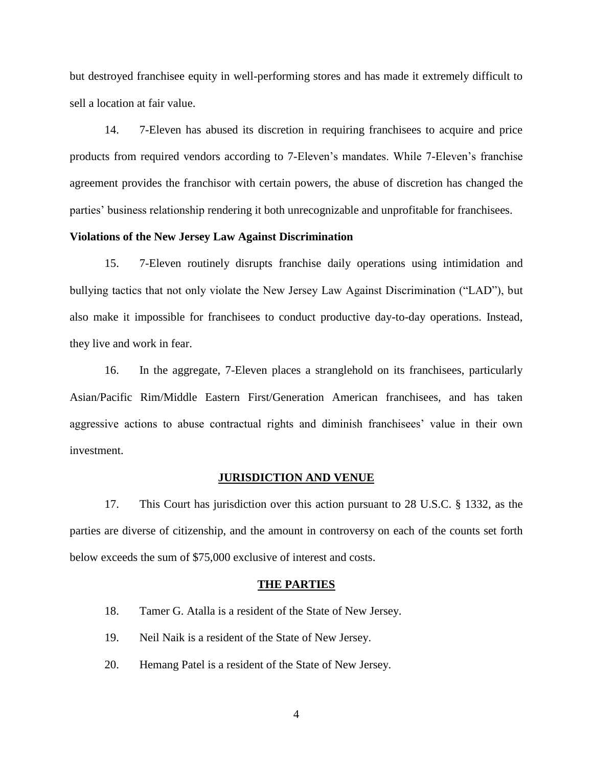but destroyed franchisee equity in well-performing stores and has made it extremely difficult to sell a location at fair value.

14. 7-Eleven has abused its discretion in requiring franchisees to acquire and price products from required vendors according to 7-Eleven's mandates. While 7-Eleven's franchise agreement provides the franchisor with certain powers, the abuse of discretion has changed the parties' business relationship rendering it both unrecognizable and unprofitable for franchisees.

**Violations of the New Jersey Law Against Discrimination**

15. 7-Eleven routinely disrupts franchise daily operations using intimidation and bullying tactics that not only violate the New Jersey Law Against Discrimination ("LAD"), but also make it impossible for franchisees to conduct productive day-to-day operations. Instead, they live and work in fear.

16. In the aggregate, 7-Eleven places a stranglehold on its franchisees, particularly Asian/Pacific Rim/Middle Eastern First/Generation American franchisees, and has taken aggressive actions to abuse contractual rights and diminish franchisees' value in their own investment.

## JURISDICTION AND VENUE

17. This Court has jurisdiction over this action pursuant to 28 U.S.C. § 1332, as the parties are diverse of citizenship, and the amount in controversy on each of the counts set forth below exceeds the sum of $75,000 exclusive of interest and costs.

## THE PARTIES

18. Tamer G. Atalla is a resident of the State of New Jersey.

19. Neil Naik is a resident of the State of New Jersey.

20. Hemang Patel is a resident of the State of New Jersey.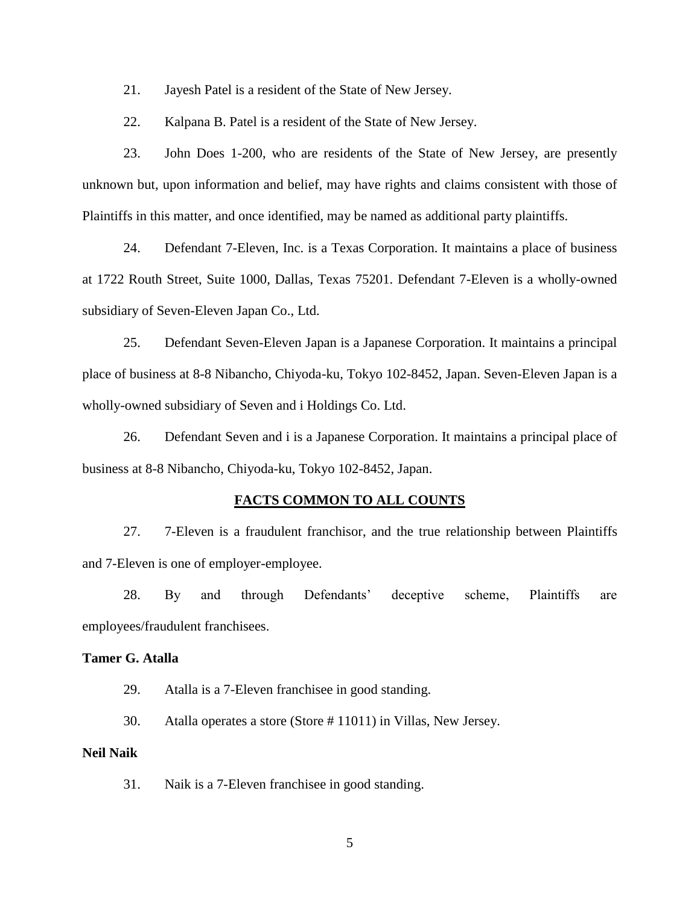21. Jayesh Patel is a resident of the State of New Jersey.

22. Kalpana B. Patel is a resident of the State of New Jersey.

23. John Does 1-200, who are residents of the State of New Jersey, are presently unknown but, upon information and belief, may have rights and claims consistent with those of Plaintiffs in this matter, and once identified, may be named as additional party plaintiffs.

24. Defendant 7-Eleven, Inc. is a Texas Corporation. It maintains a place of business at 1722 Routh Street, Suite 1000, Dallas, Texas 75201. Defendant 7-Eleven is a wholly-owned subsidiary of Seven-Eleven Japan Co., Ltd.

25. Defendant Seven-Eleven Japan is a Japanese Corporation. It maintains a principal place of business at 8-8 Nibancho, Chiyoda-ku, Tokyo 102-8452, Japan. Seven-Eleven Japan is a wholly-owned subsidiary of Seven and i Holdings Co. Ltd.

26. Defendant Seven and i is a Japanese Corporation. It maintains a principal place of business at 8-8 Nibancho, Chiyoda-ku, Tokyo 102-8452, Japan.

## FACTS COMMON TO ALL COUNTS

27. 7-Eleven is a fraudulent franchisor, and the true relationship between Plaintiffs and 7-Eleven is one of employer-employee.

28. By and through Defendants' deceptive scheme, Plaintiffs are employees/fraudulent franchisees.

**Tamer G. Atalla**

29. Atalla is a 7-Eleven franchisee in good standing.

30. Atalla operates a store (Store # 11011) in Villas, New Jersey.

**Neil Naik**

31. Naik is a 7-Eleven franchisee in good standing.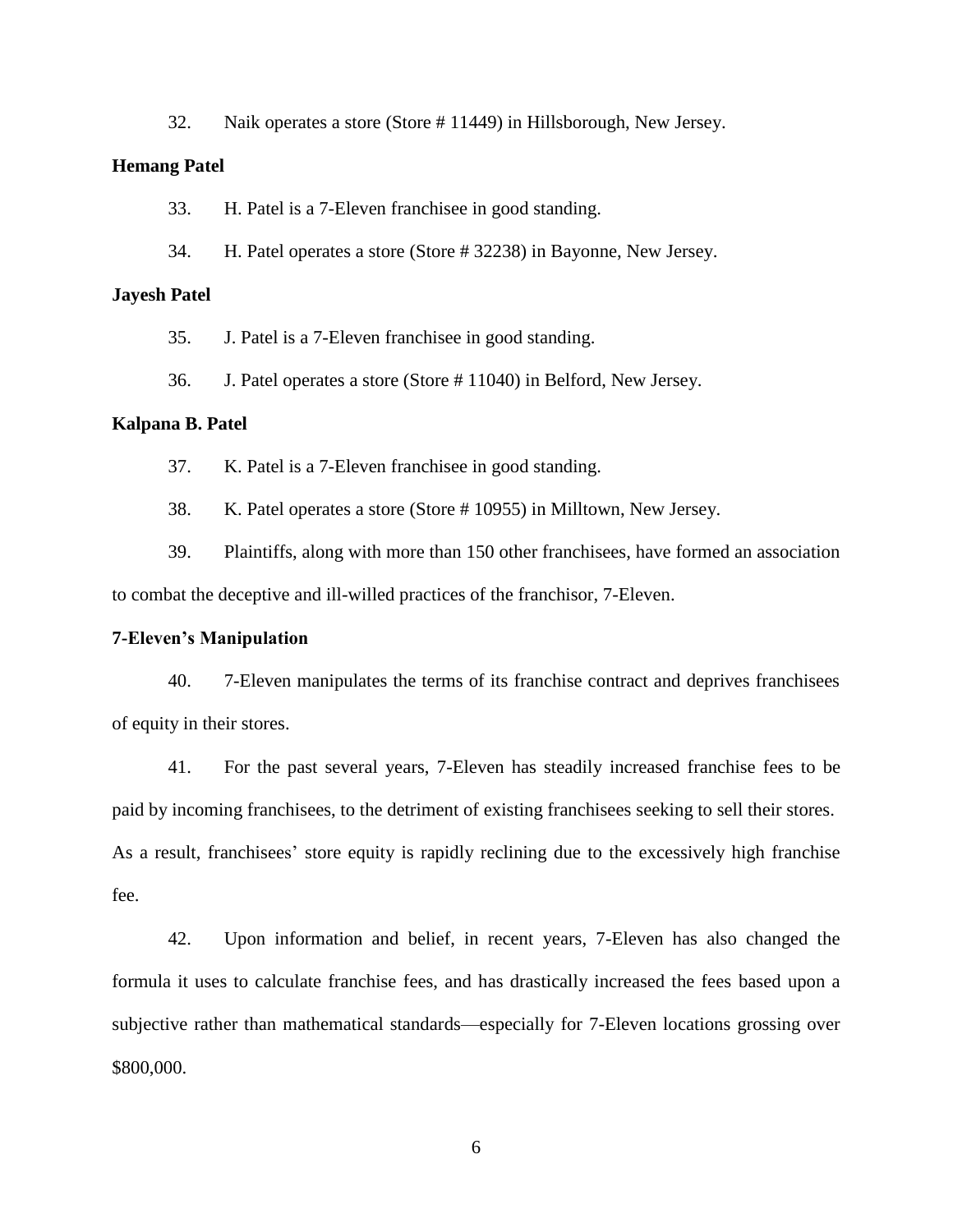32. Naik operates a store (Store # 11449) in Hillsborough, New Jersey.

**Hemang Patel**

33. H. Patel is a 7-Eleven franchisee in good standing.

34. H. Patel operates a store (Store # 32238) in Bayonne, New Jersey.

**Jayesh Patel**

35. J. Patel is a 7-Eleven franchisee in good standing.

36. J. Patel operates a store (Store # 11040) in Belford, New Jersey.

**Kalpana B. Patel**

37. K. Patel is a 7-Eleven franchisee in good standing.

38. K. Patel operates a store (Store # 10955) in Milltown, New Jersey.

39. Plaintiffs, along with more than 150 other franchisees, have formed an association to combat the deceptive and ill-willed practices of the franchisor, 7-Eleven.

**7-Eleven's Manipulation**

40. 7-Eleven manipulates the terms of its franchise contract and deprives franchisees of equity in their stores.

41. For the past several years, 7-Eleven has steadily increased franchise fees to be paid by incoming franchisees, to the detriment of existing franchisees seeking to sell their stores. As a result, franchisees' store equity is rapidly reclining due to the excessively high franchise fee.

42. Upon information and belief, in recent years, 7-Eleven has also changed the formula it uses to calculate franchise fees, and has drastically increased the fees based upon a subjective rather than mathematical standards—especially for 7-Eleven locations grossing over $800,000.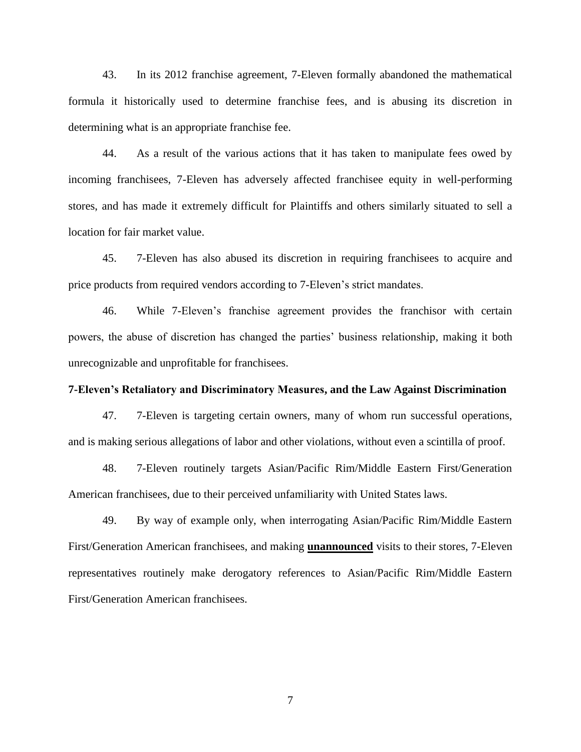43. In its 2012 franchise agreement, 7-Eleven formally abandoned the mathematical formula it historically used to determine franchise fees, and is abusing its discretion in determining what is an appropriate franchise fee.

44. As a result of the various actions that it has taken to manipulate fees owed by incoming franchisees, 7-Eleven has adversely affected franchisee equity in well-performing stores, and has made it extremely difficult for Plaintiffs and others similarly situated to sell a location for fair market value.

45. 7-Eleven has also abused its discretion in requiring franchisees to acquire and price products from required vendors according to 7-Eleven's strict mandates.

46. While 7-Eleven's franchise agreement provides the franchisor with certain powers, the abuse of discretion has changed the parties' business relationship, making it both unrecognizable and unprofitable for franchisees.

**7-Eleven's Retaliatory and Discriminatory Measures, and the Law Against Discrimination**

47. 7-Eleven is targeting certain owners, many of whom run successful operations, and is making serious allegations of labor and other violations, without even a scintilla of proof.

48. 7-Eleven routinely targets Asian/Pacific Rim/Middle Eastern First/Generation American franchisees, due to their perceived unfamiliarity with United States laws.

49. By way of example only, when interrogating Asian/Pacific Rim/Middle Eastern First/Generation American franchisees, and making **<u>unannounced</u>** visits to their stores, 7-Eleven representatives routinely make derogatory references to Asian/Pacific Rim/Middle Eastern First/Generation American franchisees.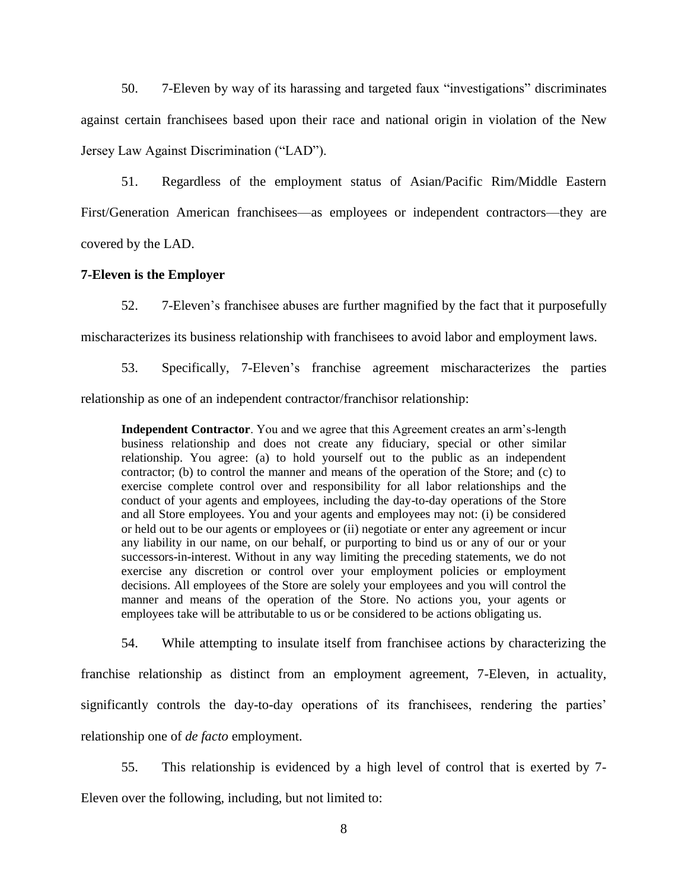50. 7-Eleven by way of its harassing and targeted faux "investigations" discriminates against certain franchisees based upon their race and national origin in violation of the New Jersey Law Against Discrimination ("LAD").

51. Regardless of the employment status of Asian/Pacific Rim/Middle Eastern First/Generation American franchisees—as employees or independent contractors—they are covered by the LAD.

**7-Eleven is the Employer**

52. 7-Eleven's franchisee abuses are further magnified by the fact that it purposefully mischaracterizes its business relationship with franchisees to avoid labor and employment laws.

53. Specifically, 7-Eleven's franchise agreement mischaracterizes the parties relationship as one of an independent contractor/franchisor relationship:

> **Independent Contractor**. You and we agree that this Agreement creates an arm's-length business relationship and does not create any fiduciary, special or other similar relationship. You agree: (a) to hold yourself out to the public as an independent contractor; (b) to control the manner and means of the operation of the Store; and (c) to exercise complete control over and responsibility for all labor relationships and the conduct of your agents and employees, including the day-to-day operations of the Store and all Store employees. You and your agents and employees may not: (i) be considered or held out to be our agents or employees or (ii) negotiate or enter any agreement or incur any liability in our name, on our behalf, or purporting to bind us or any of our or your successors-in-interest. Without in any way limiting the preceding statements, we do not exercise any discretion or control over your employment policies or employment decisions. All employees of the Store are solely your employees and you will control the manner and means of the operation of the Store. No actions you, your agents or employees take will be attributable to us or be considered to be actions obligating us.

54. While attempting to insulate itself from franchisee actions by characterizing the franchise relationship as distinct from an employment agreement, 7-Eleven, in actuality, significantly controls the day-to-day operations of its franchisees, rendering the parties' relationship one of *de facto* employment.

55. This relationship is evidenced by a high level of control that is exerted by 7-Eleven over the following, including, but not limited to: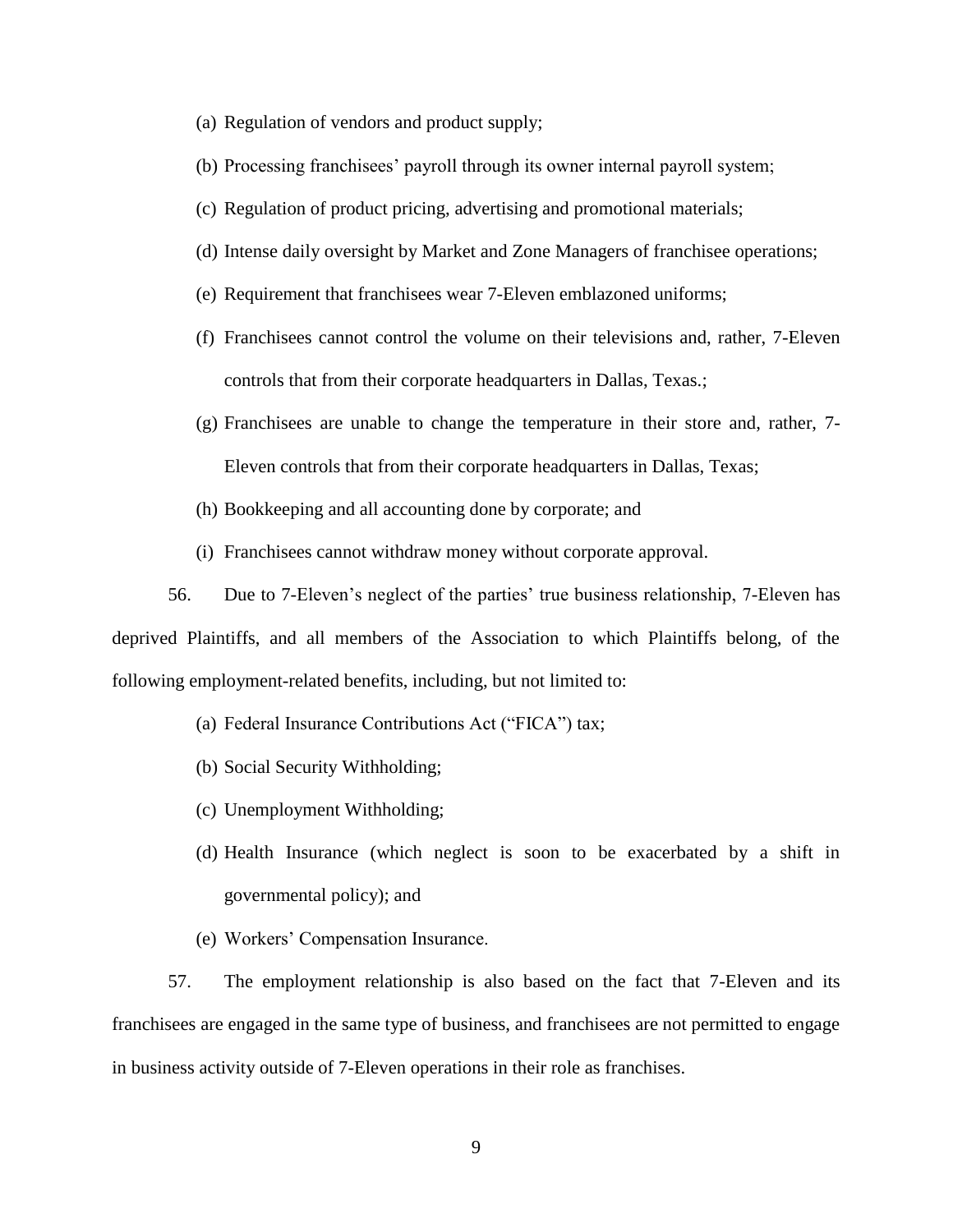(a) Regulation of vendors and product supply;

(b) Processing franchisees' payroll through its owner internal payroll system;

(c) Regulation of product pricing, advertising and promotional materials;

(d) Intense daily oversight by Market and Zone Managers of franchisee operations;

(e) Requirement that franchisees wear 7-Eleven emblazoned uniforms;

(f) Franchisees cannot control the volume on their televisions and, rather, 7-Eleven controls that from their corporate headquarters in Dallas, Texas.;

(g) Franchisees are unable to change the temperature in their store and, rather, 7-Eleven controls that from their corporate headquarters in Dallas, Texas;

(h) Bookkeeping and all accounting done by corporate; and

(i) Franchisees cannot withdraw money without corporate approval.

56. Due to 7-Eleven's neglect of the parties' true business relationship, 7-Eleven has deprived Plaintiffs, and all members of the Association to which Plaintiffs belong, of the following employment-related benefits, including, but not limited to:

(a) Federal Insurance Contributions Act ("FICA") tax;

(b) Social Security Withholding;

(c) Unemployment Withholding;

(d) Health Insurance (which neglect is soon to be exacerbated by a shift in governmental policy); and

(e) Workers' Compensation Insurance.

57. The employment relationship is also based on the fact that 7-Eleven and its franchisees are engaged in the same type of business, and franchisees are not permitted to engage in business activity outside of 7-Eleven operations in their role as franchises.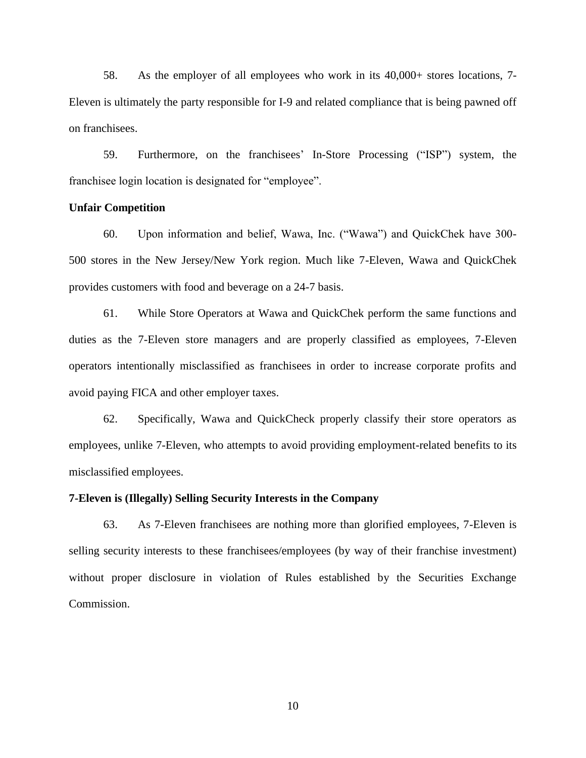58. As the employer of all employees who work in its 40,000+ stores locations, 7-Eleven is ultimately the party responsible for I-9 and related compliance that is being pawned off on franchisees.

59. Furthermore, on the franchisees' In-Store Processing ("ISP") system, the franchisee login location is designated for "employee".

**Unfair Competition**

60. Upon information and belief, Wawa, Inc. ("Wawa") and QuickChek have 300-500 stores in the New Jersey/New York region. Much like 7-Eleven, Wawa and QuickChek provides customers with food and beverage on a 24-7 basis.

61. While Store Operators at Wawa and QuickChek perform the same functions and duties as the 7-Eleven store managers and are properly classified as employees, 7-Eleven operators intentionally misclassified as franchisees in order to increase corporate profits and avoid paying FICA and other employer taxes.

62. Specifically, Wawa and QuickCheck properly classify their store operators as employees, unlike 7-Eleven, who attempts to avoid providing employment-related benefits to its misclassified employees.

**7-Eleven is (Illegally) Selling Security Interests in the Company**

63. As 7-Eleven franchisees are nothing more than glorified employees, 7-Eleven is selling security interests to these franchisees/employees (by way of their franchise investment) without proper disclosure in violation of Rules established by the Securities Exchange Commission.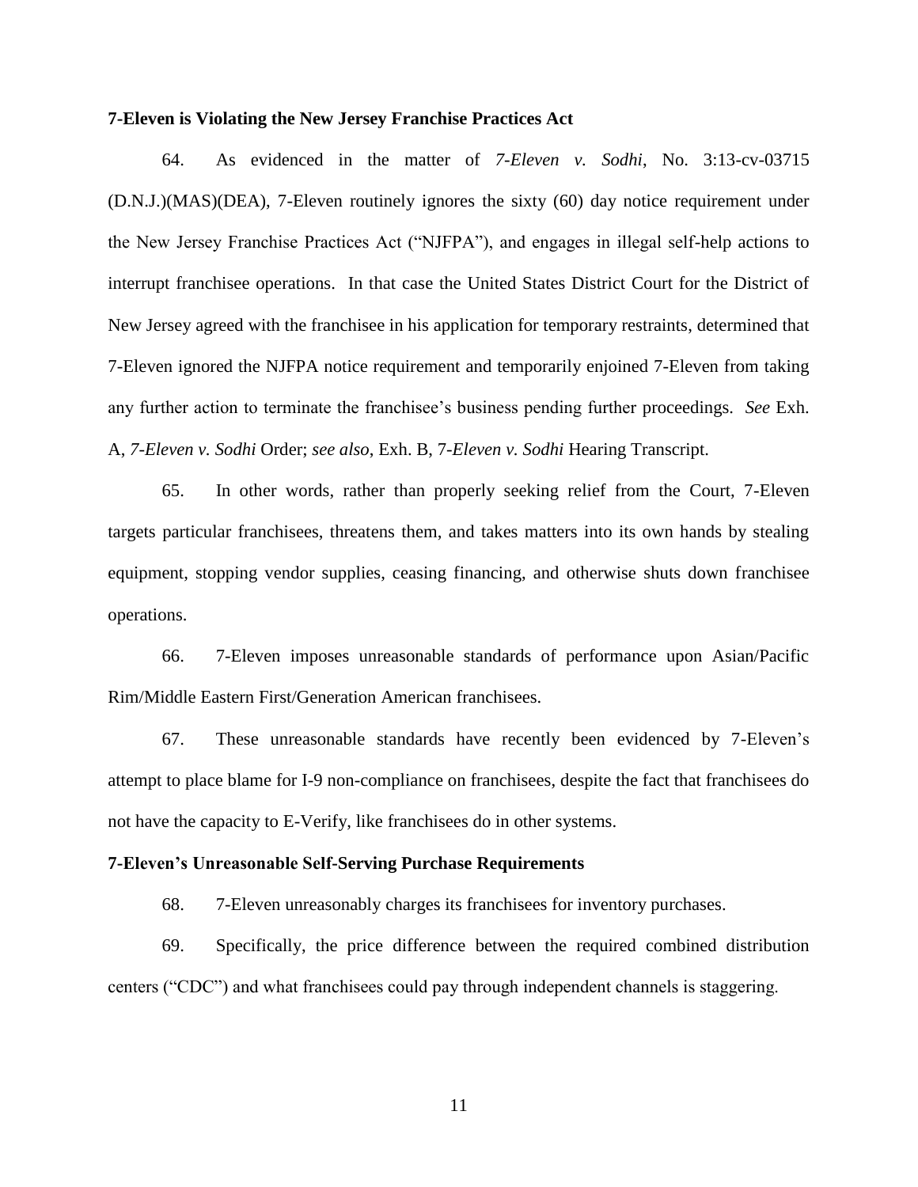**7-Eleven is Violating the New Jersey Franchise Practices Act**

64. As evidenced in the matter of *7-Eleven v. Sodhi*, No. 3:13-cv-03715 (D.N.J.)(MAS)(DEA), 7-Eleven routinely ignores the sixty (60) day notice requirement under the New Jersey Franchise Practices Act ("NJFPA"), and engages in illegal self-help actions to interrupt franchisee operations. In that case the United States District Court for the District of New Jersey agreed with the franchisee in his application for temporary restraints, determined that 7-Eleven ignored the NJFPA notice requirement and temporarily enjoined 7-Eleven from taking any further action to terminate the franchisee's business pending further proceedings. *See* Exh. A, *7-Eleven v. Sodhi* Order; *see also*, Exh. B, 7*-Eleven v. Sodhi* Hearing Transcript.

65. In other words, rather than properly seeking relief from the Court, 7-Eleven targets particular franchisees, threatens them, and takes matters into its own hands by stealing equipment, stopping vendor supplies, ceasing financing, and otherwise shuts down franchisee operations.

66. 7-Eleven imposes unreasonable standards of performance upon Asian/Pacific Rim/Middle Eastern First/Generation American franchisees.

67. These unreasonable standards have recently been evidenced by 7-Eleven's attempt to place blame for I-9 non-compliance on franchisees, despite the fact that franchisees do not have the capacity to E-Verify, like franchisees do in other systems.

**7-Eleven's Unreasonable Self-Serving Purchase Requirements**

68. 7-Eleven unreasonably charges its franchisees for inventory purchases.

69. Specifically, the price difference between the required combined distribution centers ("CDC") and what franchisees could pay through independent channels is staggering.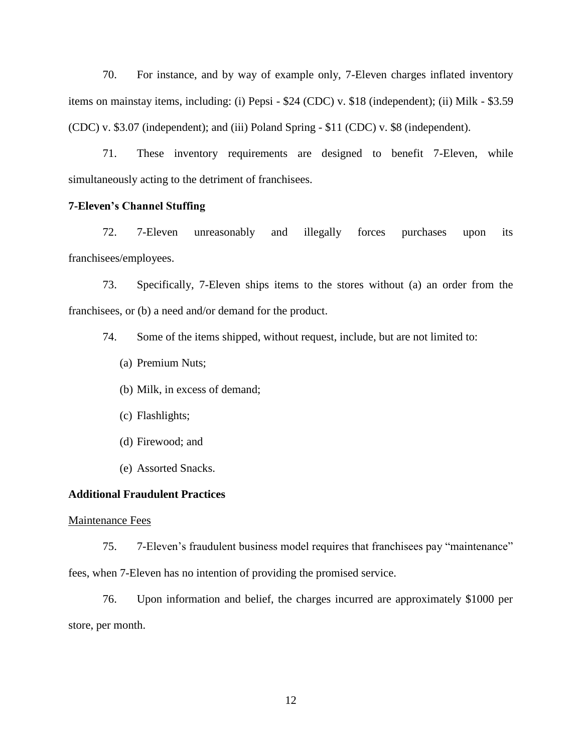70. For instance, and by way of example only, 7-Eleven charges inflated inventory items on mainstay items, including: (i) Pepsi - $24 (CDC) v. $18 (independent); (ii) Milk - $3.59 (CDC) v. $3.07 (independent); and (iii) Poland Spring - $11 (CDC) v. $8 (independent).

71. These inventory requirements are designed to benefit 7-Eleven, while simultaneously acting to the detriment of franchisees.

**7-Eleven's Channel Stuffing**

72. 7-Eleven unreasonably and illegally forces purchases upon its franchisees/employees.

73. Specifically, 7-Eleven ships items to the stores without (a) an order from the franchisees, or (b) a need and/or demand for the product.

74. Some of the items shipped, without request, include, but are not limited to:

(a) Premium Nuts;

(b) Milk, in excess of demand;

(c) Flashlights;

(d) Firewood; and

(e) Assorted Snacks.

**Additional Fraudulent Practices**

Maintenance Fees

75. 7-Eleven's fraudulent business model requires that franchisees pay "maintenance" fees, when 7-Eleven has no intention of providing the promised service.

76. Upon information and belief, the charges incurred are approximately $1000 per store, per month.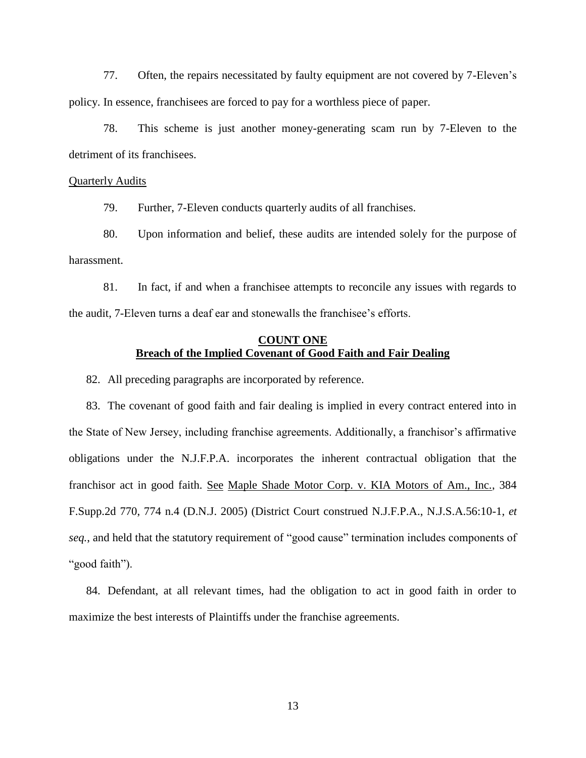77. Often, the repairs necessitated by faulty equipment are not covered by 7-Eleven's policy. In essence, franchisees are forced to pay for a worthless piece of paper.

78. This scheme is just another money-generating scam run by 7-Eleven to the detriment of its franchisees.

Quarterly Audits

79. Further, 7-Eleven conducts quarterly audits of all franchises.

80. Upon information and belief, these audits are intended solely for the purpose of harassment.

81. In fact, if and when a franchisee attempts to reconcile any issues with regards to the audit, 7-Eleven turns a deaf ear and stonewalls the franchisee's efforts.

## **COUNT ONE**
## **Breach of the Implied Covenant of Good Faith and Fair Dealing**

82. All preceding paragraphs are incorporated by reference.

83. The covenant of good faith and fair dealing is implied in every contract entered into in the State of New Jersey, including franchise agreements. Additionally, a franchisor's affirmative obligations under the N.J.F.P.A. incorporates the inherent contractual obligation that the franchisor act in good faith. See Maple Shade Motor Corp. v. KIA Motors of Am., Inc., 384 F.Supp.2d 770, 774 n.4 (D.N.J. 2005) (District Court construed N.J.F.P.A., N.J.S.A.56:10-1, *et seq.*, and held that the statutory requirement of "good cause" termination includes components of "good faith").

84. Defendant, at all relevant times, had the obligation to act in good faith in order to maximize the best interests of Plaintiffs under the franchise agreements.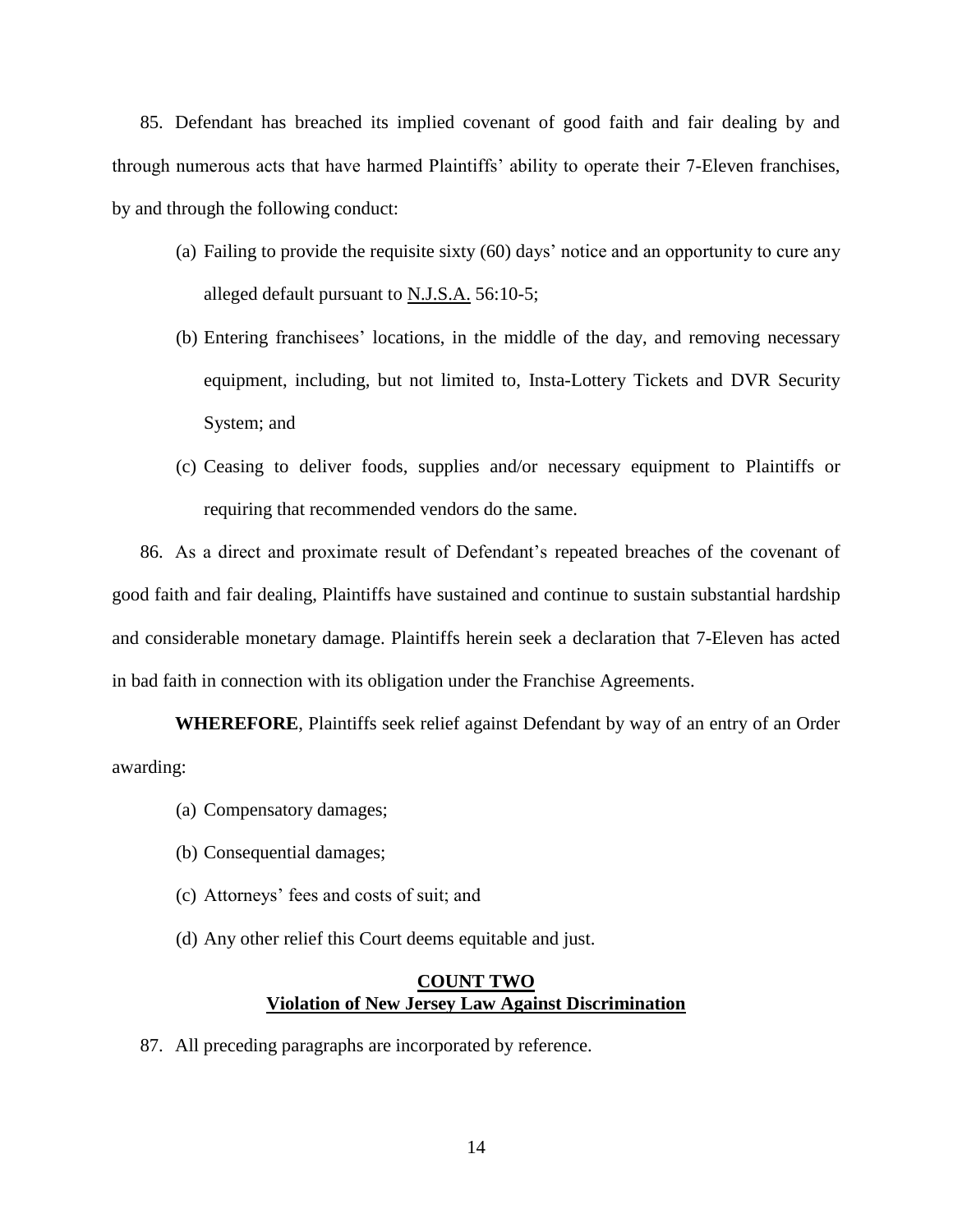85. Defendant has breached its implied covenant of good faith and fair dealing by and through numerous acts that have harmed Plaintiffs' ability to operate their 7-Eleven franchises, by and through the following conduct:

(a) Failing to provide the requisite sixty (60) days' notice and an opportunity to cure any alleged default pursuant to N.J.S.A. 56:10-5;

(b) Entering franchisees' locations, in the middle of the day, and removing necessary equipment, including, but not limited to, Insta-Lottery Tickets and DVR Security System; and

(c) Ceasing to deliver foods, supplies and/or necessary equipment to Plaintiffs or requiring that recommended vendors do the same.

86. As a direct and proximate result of Defendant's repeated breaches of the covenant of good faith and fair dealing, Plaintiffs have sustained and continue to sustain substantial hardship and considerable monetary damage. Plaintiffs herein seek a declaration that 7-Eleven has acted in bad faith in connection with its obligation under the Franchise Agreements.

**WHEREFORE**, Plaintiffs seek relief against Defendant by way of an entry of an Order awarding:

(a) Compensatory damages;

(b) Consequential damages;

(c) Attorneys' fees and costs of suit; and

(d) Any other relief this Court deems equitable and just.

**COUNT TWO**
**Violation of New Jersey Law Against Discrimination**

87. All preceding paragraphs are incorporated by reference.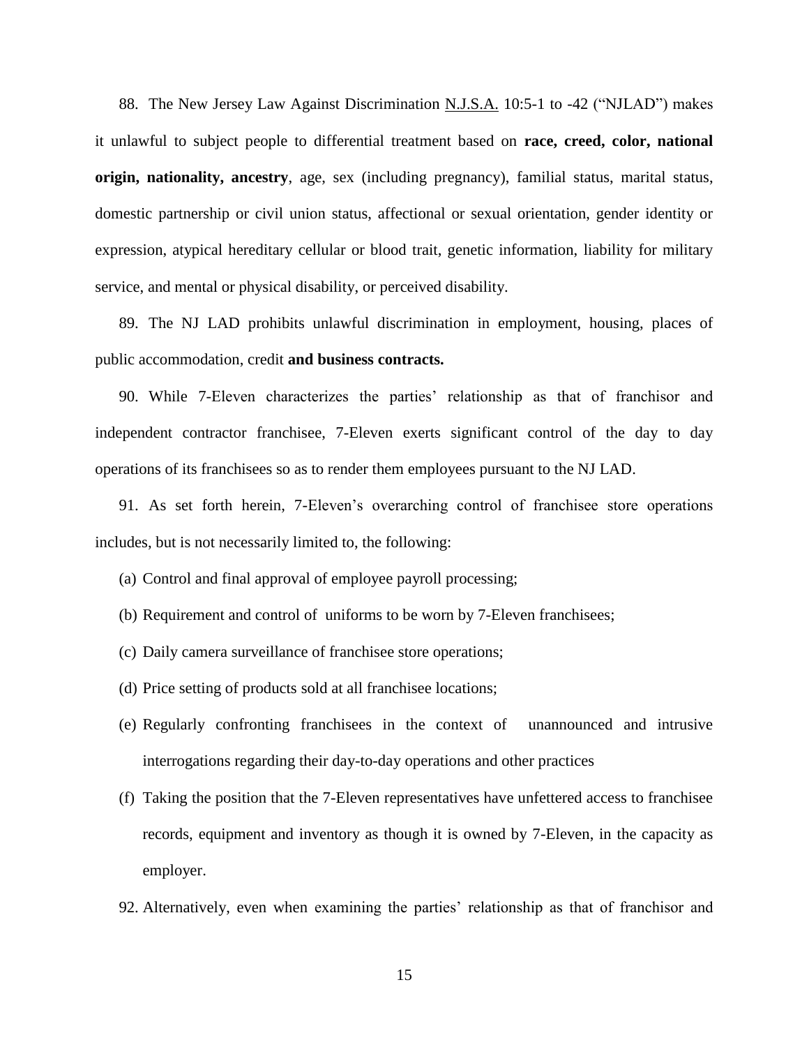88. The New Jersey Law Against Discrimination N.J.S.A. 10:5-1 to -42 ("NJLAD") makes it unlawful to subject people to differential treatment based on **race, creed, color, national origin, nationality, ancestry**, age, sex (including pregnancy), familial status, marital status, domestic partnership or civil union status, affectional or sexual orientation, gender identity or expression, atypical hereditary cellular or blood trait, genetic information, liability for military service, and mental or physical disability, or perceived disability.

89. The NJ LAD prohibits unlawful discrimination in employment, housing, places of public accommodation, credit **and business contracts.**

90. While 7-Eleven characterizes the parties' relationship as that of franchisor and independent contractor franchisee, 7-Eleven exerts significant control of the day to day operations of its franchisees so as to render them employees pursuant to the NJ LAD.

91. As set forth herein, 7-Eleven's overarching control of franchisee store operations includes, but is not necessarily limited to, the following:

(a) Control and final approval of employee payroll processing;

(b) Requirement and control of uniforms to be worn by 7-Eleven franchisees;

(c) Daily camera surveillance of franchisee store operations;

(d) Price setting of products sold at all franchisee locations;

(e) Regularly confronting franchisees in the context of unannounced and intrusive interrogations regarding their day-to-day operations and other practices

(f) Taking the position that the 7-Eleven representatives have unfettered access to franchisee records, equipment and inventory as though it is owned by 7-Eleven, in the capacity as employer.

92. Alternatively, even when examining the parties' relationship as that of franchisor and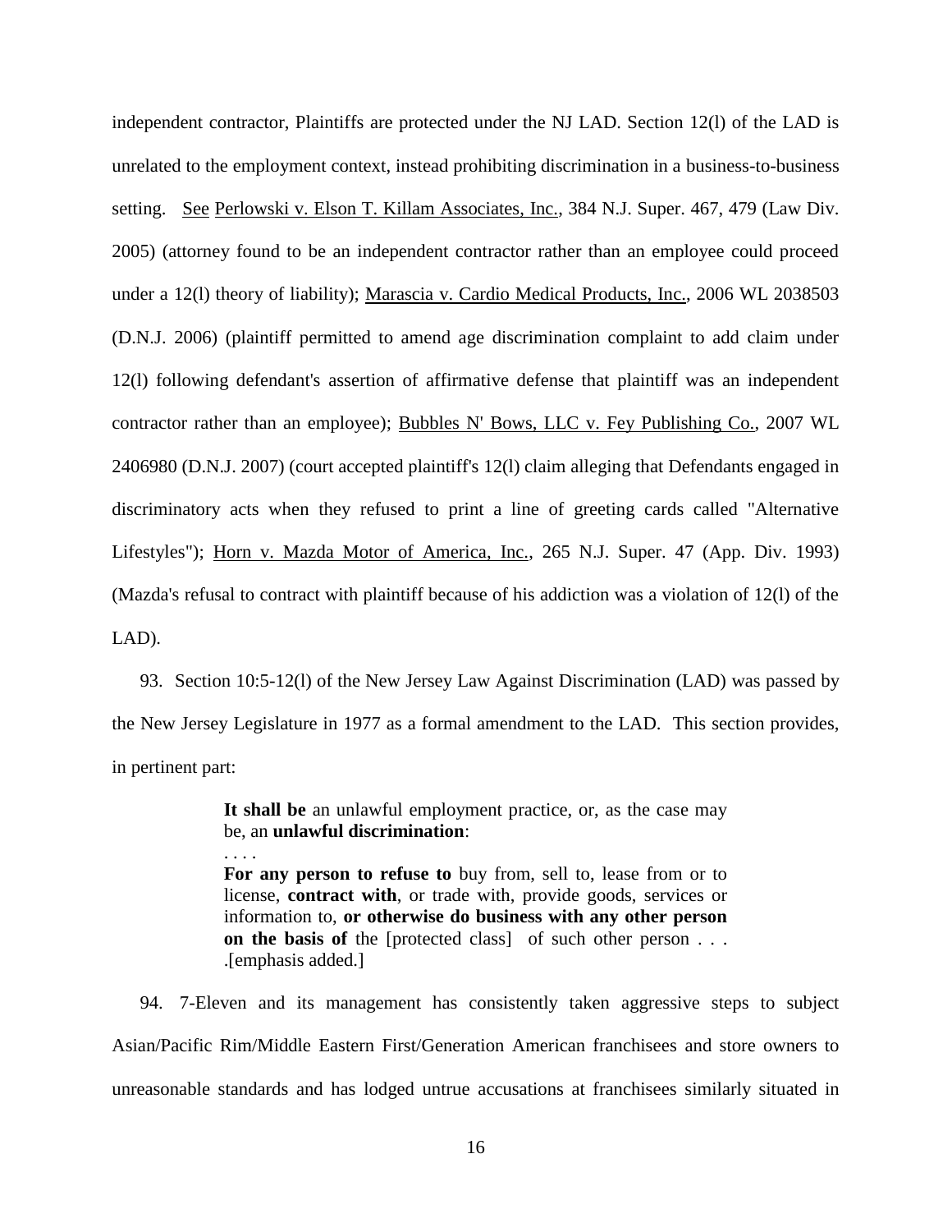independent contractor, Plaintiffs are protected under the NJ LAD. Section 12(l) of the LAD is unrelated to the employment context, instead prohibiting discrimination in a business-to-business setting. See Perlowski v. Elson T. Killam Associates, Inc., 384 N.J. Super. 467, 479 (Law Div. 2005) (attorney found to be an independent contractor rather than an employee could proceed under a 12(l) theory of liability); Marascia v. Cardio Medical Products, Inc., 2006 WL 2038503 (D.N.J. 2006) (plaintiff permitted to amend age discrimination complaint to add claim under 12(l) following defendant's assertion of affirmative defense that plaintiff was an independent contractor rather than an employee); Bubbles N' Bows, LLC v. Fey Publishing Co., 2007 WL 2406980 (D.N.J. 2007) (court accepted plaintiff's 12(l) claim alleging that Defendants engaged in discriminatory acts when they refused to print a line of greeting cards called "Alternative Lifestyles"); Horn v. Mazda Motor of America, Inc., 265 N.J. Super. 47 (App. Div. 1993) (Mazda's refusal to contract with plaintiff because of his addiction was a violation of 12(l) of the LAD).

93. Section 10:5-12(l) of the New Jersey Law Against Discrimination (LAD) was passed by the New Jersey Legislature in 1977 as a formal amendment to the LAD. This section provides, in pertinent part:

> **It shall be** an unlawful employment practice, or, as the case may be, an **unlawful discrimination**:
>
> . . . .
>
> **For any person to refuse to** buy from, sell to, lease from or to license, **contract with**, or trade with, provide goods, services or information to, **or otherwise do business with any other person on the basis of** the [protected class] of such other person . . . .[emphasis added.]

94. 7-Eleven and its management has consistently taken aggressive steps to subject Asian/Pacific Rim/Middle Eastern First/Generation American franchisees and store owners to unreasonable standards and has lodged untrue accusations at franchisees similarly situated in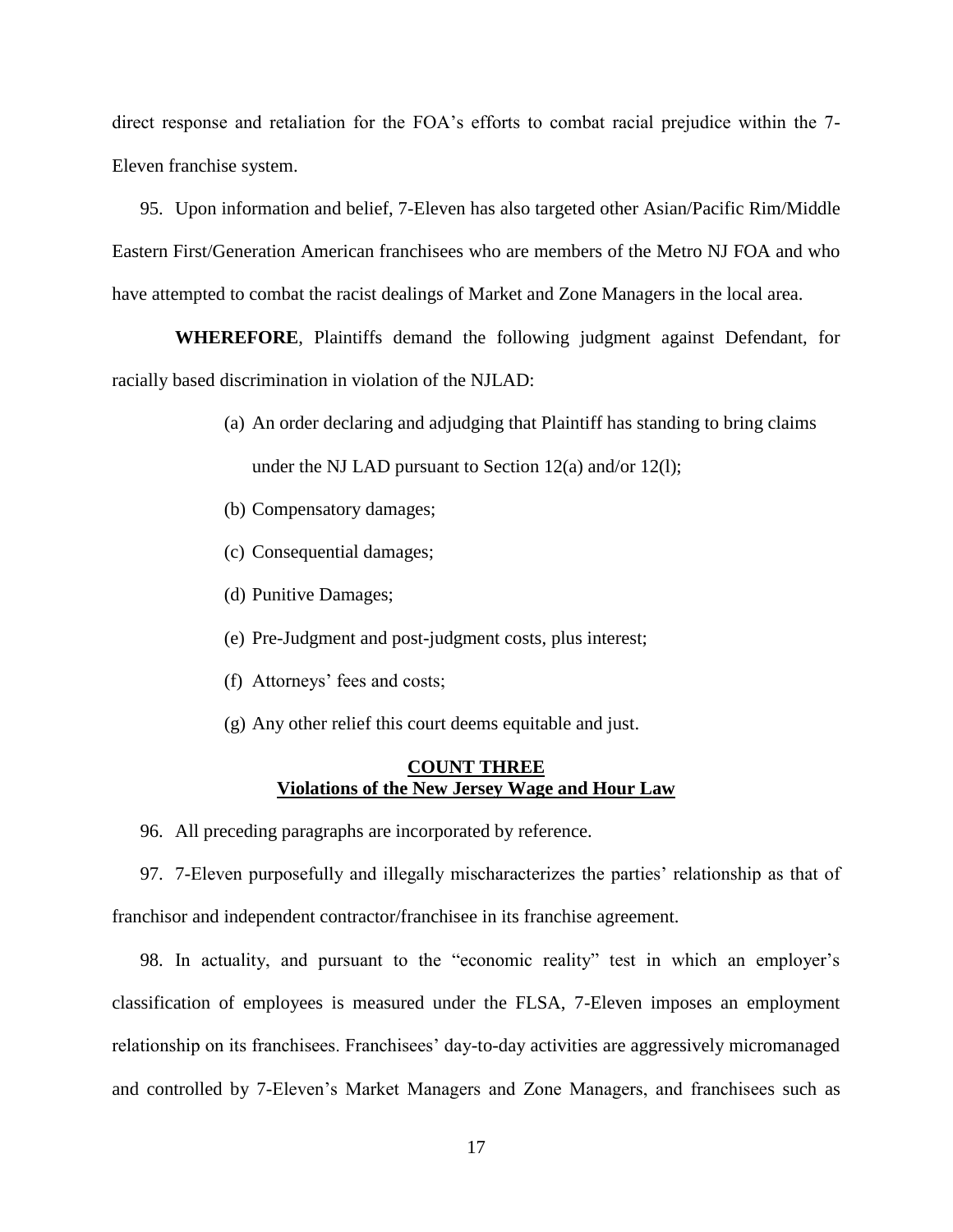direct response and retaliation for the FOA's efforts to combat racial prejudice within the 7-Eleven franchise system.

95. Upon information and belief, 7-Eleven has also targeted other Asian/Pacific Rim/Middle Eastern First/Generation American franchisees who are members of the Metro NJ FOA and who have attempted to combat the racist dealings of Market and Zone Managers in the local area.

**WHEREFORE**, Plaintiffs demand the following judgment against Defendant, for racially based discrimination in violation of the NJLAD:

(a) An order declaring and adjudging that Plaintiff has standing to bring claims under the NJ LAD pursuant to Section 12(a) and/or 12(l);

(b) Compensatory damages;

(c) Consequential damages;

(d) Punitive Damages;

(e) Pre-Judgment and post-judgment costs, plus interest;

(f) Attorneys' fees and costs;

(g) Any other relief this court deems equitable and just.

## COUNT THREE
## Violations of the New Jersey Wage and Hour Law

96. All preceding paragraphs are incorporated by reference.

97. 7-Eleven purposefully and illegally mischaracterizes the parties' relationship as that of franchisor and independent contractor/franchisee in its franchise agreement.

98. In actuality, and pursuant to the "economic reality" test in which an employer's classification of employees is measured under the FLSA, 7-Eleven imposes an employment relationship on its franchisees. Franchisees' day-to-day activities are aggressively micromanaged and controlled by 7-Eleven's Market Managers and Zone Managers, and franchisees such as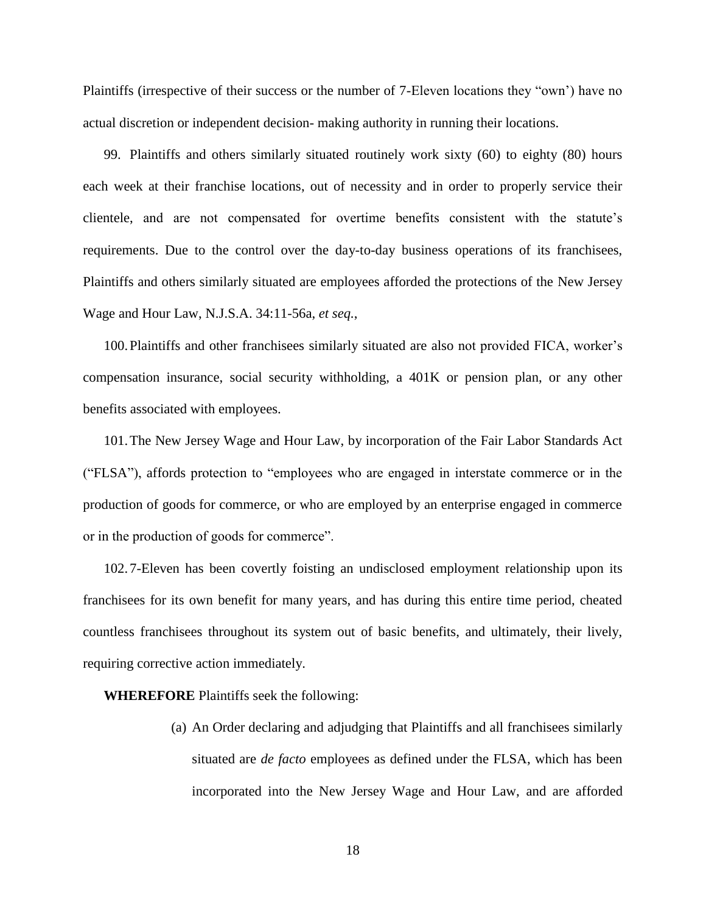Plaintiffs (irrespective of their success or the number of 7-Eleven locations they "own') have no actual discretion or independent decision- making authority in running their locations.

99. Plaintiffs and others similarly situated routinely work sixty (60) to eighty (80) hours each week at their franchise locations, out of necessity and in order to properly service their clientele, and are not compensated for overtime benefits consistent with the statute's requirements. Due to the control over the day-to-day business operations of its franchisees, Plaintiffs and others similarly situated are employees afforded the protections of the New Jersey Wage and Hour Law, N.J.S.A. 34:11-56a, *et seq.*,

100. Plaintiffs and other franchisees similarly situated are also not provided FICA, worker's compensation insurance, social security withholding, a 401K or pension plan, or any other benefits associated with employees.

101. The New Jersey Wage and Hour Law, by incorporation of the Fair Labor Standards Act ("FLSA"), affords protection to "employees who are engaged in interstate commerce or in the production of goods for commerce, or who are employed by an enterprise engaged in commerce or in the production of goods for commerce".

102. 7-Eleven has been covertly foisting an undisclosed employment relationship upon its franchisees for its own benefit for many years, and has during this entire time period, cheated countless franchisees throughout its system out of basic benefits, and ultimately, their lively, requiring corrective action immediately.

**WHEREFORE** Plaintiffs seek the following:

(a) An Order declaring and adjudging that Plaintiffs and all franchisees similarly situated are *de facto* employees as defined under the FLSA, which has been incorporated into the New Jersey Wage and Hour Law, and are afforded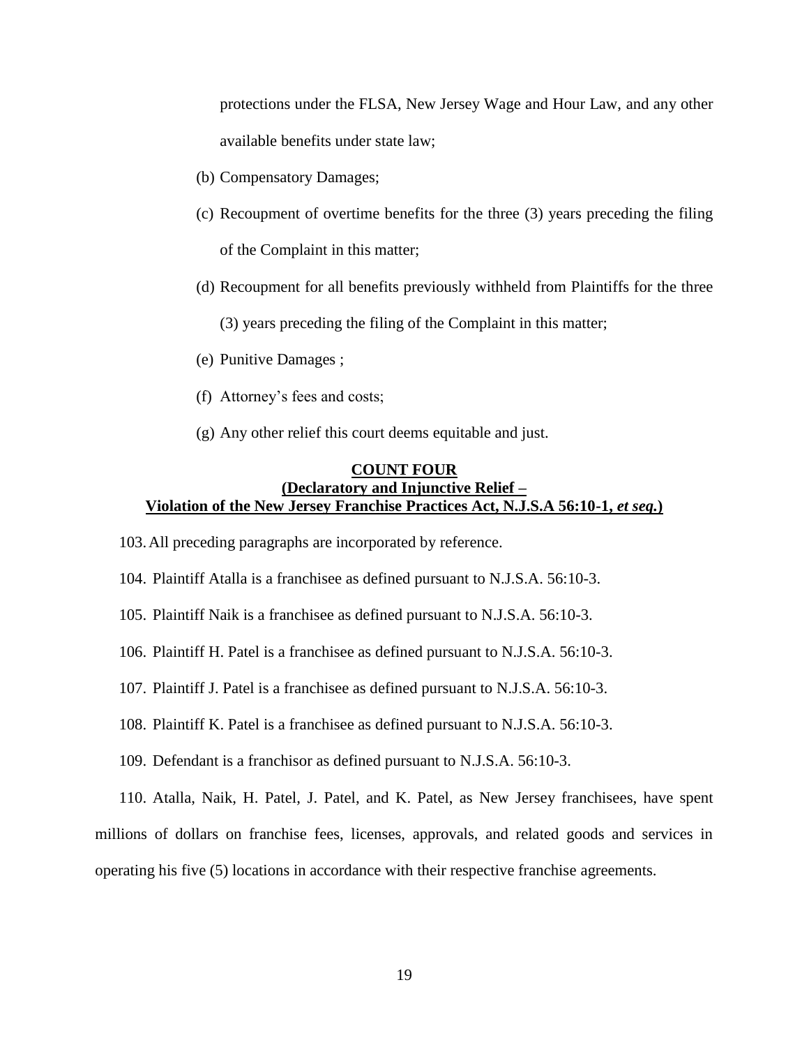protections under the FLSA, New Jersey Wage and Hour Law, and any other available benefits under state law;

(b) Compensatory Damages;

(c) Recoupment of overtime benefits for the three (3) years preceding the filing of the Complaint in this matter;

(d) Recoupment for all benefits previously withheld from Plaintiffs for the three (3) years preceding the filing of the Complaint in this matter;

(e) Punitive Damages ;

(f) Attorney's fees and costs;

(g) Any other relief this court deems equitable and just.

**COUNT FOUR**
**(Declaratory and Injunctive Relief –**
**Violation of the New Jersey Franchise Practices Act, N.J.S.A 56:10-1, *et seq.*)**

103. All preceding paragraphs are incorporated by reference.

104. Plaintiff Atalla is a franchisee as defined pursuant to N.J.S.A. 56:10-3.

105. Plaintiff Naik is a franchisee as defined pursuant to N.J.S.A. 56:10-3.

106. Plaintiff H. Patel is a franchisee as defined pursuant to N.J.S.A. 56:10-3.

107. Plaintiff J. Patel is a franchisee as defined pursuant to N.J.S.A. 56:10-3.

108. Plaintiff K. Patel is a franchisee as defined pursuant to N.J.S.A. 56:10-3.

109. Defendant is a franchisor as defined pursuant to N.J.S.A. 56:10-3.

110. Atalla, Naik, H. Patel, J. Patel, and K. Patel, as New Jersey franchisees, have spent millions of dollars on franchise fees, licenses, approvals, and related goods and services in operating his five (5) locations in accordance with their respective franchise agreements.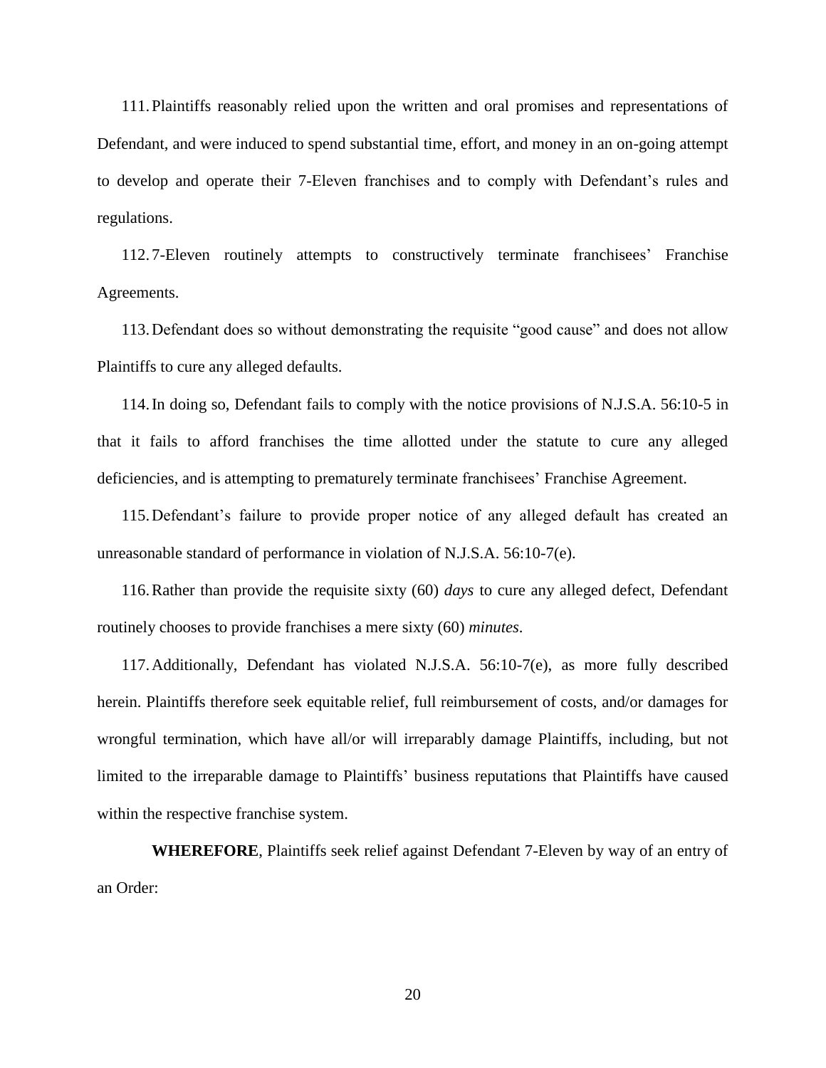111. Plaintiffs reasonably relied upon the written and oral promises and representations of Defendant, and were induced to spend substantial time, effort, and money in an on-going attempt to develop and operate their 7-Eleven franchises and to comply with Defendant's rules and regulations.

112. 7-Eleven routinely attempts to constructively terminate franchisees' Franchise Agreements.

113. Defendant does so without demonstrating the requisite "good cause" and does not allow Plaintiffs to cure any alleged defaults.

114. In doing so, Defendant fails to comply with the notice provisions of N.J.S.A. 56:10-5 in that it fails to afford franchises the time allotted under the statute to cure any alleged deficiencies, and is attempting to prematurely terminate franchisees' Franchise Agreement.

115. Defendant's failure to provide proper notice of any alleged default has created an unreasonable standard of performance in violation of N.J.S.A. 56:10-7(e).

116. Rather than provide the requisite sixty (60) *days* to cure any alleged defect, Defendant routinely chooses to provide franchises a mere sixty (60) *minutes*.

117. Additionally, Defendant has violated N.J.S.A. 56:10-7(e), as more fully described herein. Plaintiffs therefore seek equitable relief, full reimbursement of costs, and/or damages for wrongful termination, which have all/or will irreparably damage Plaintiffs, including, but not limited to the irreparable damage to Plaintiffs' business reputations that Plaintiffs have caused within the respective franchise system.

**WHEREFORE**, Plaintiffs seek relief against Defendant 7-Eleven by way of an entry of an Order: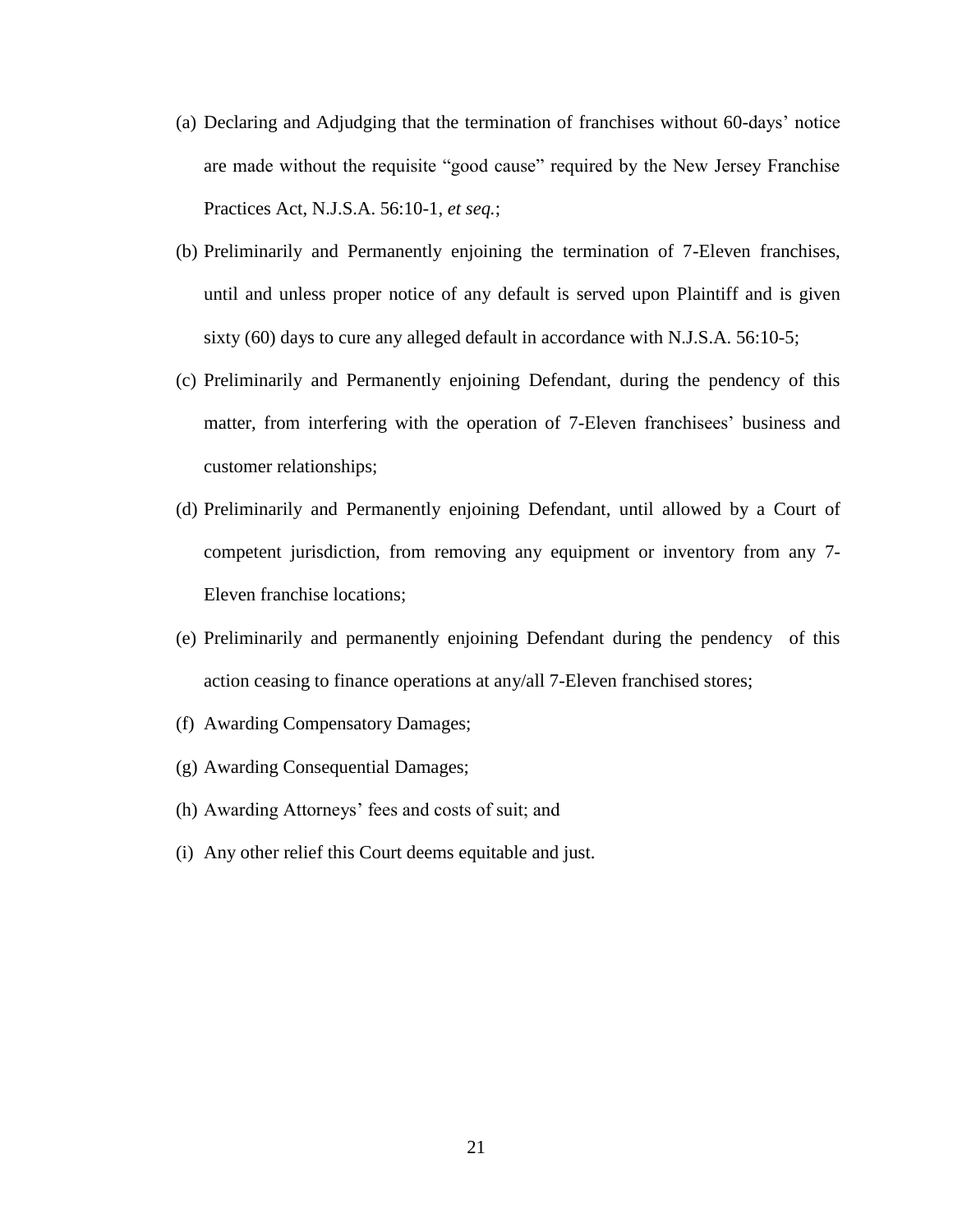(a) Declaring and Adjudging that the termination of franchises without 60-days' notice are made without the requisite "good cause" required by the New Jersey Franchise Practices Act, N.J.S.A. 56:10-1, *et seq.*;

(b) Preliminarily and Permanently enjoining the termination of 7-Eleven franchises, until and unless proper notice of any default is served upon Plaintiff and is given sixty (60) days to cure any alleged default in accordance with N.J.S.A. 56:10-5;

(c) Preliminarily and Permanently enjoining Defendant, during the pendency of this matter, from interfering with the operation of 7-Eleven franchisees' business and customer relationships;

(d) Preliminarily and Permanently enjoining Defendant, until allowed by a Court of competent jurisdiction, from removing any equipment or inventory from any 7-Eleven franchise locations;

(e) Preliminarily and permanently enjoining Defendant during the pendency of this action ceasing to finance operations at any/all 7-Eleven franchised stores;

(f) Awarding Compensatory Damages;

(g) Awarding Consequential Damages;

(h) Awarding Attorneys' fees and costs of suit; and

(i) Any other relief this Court deems equitable and just.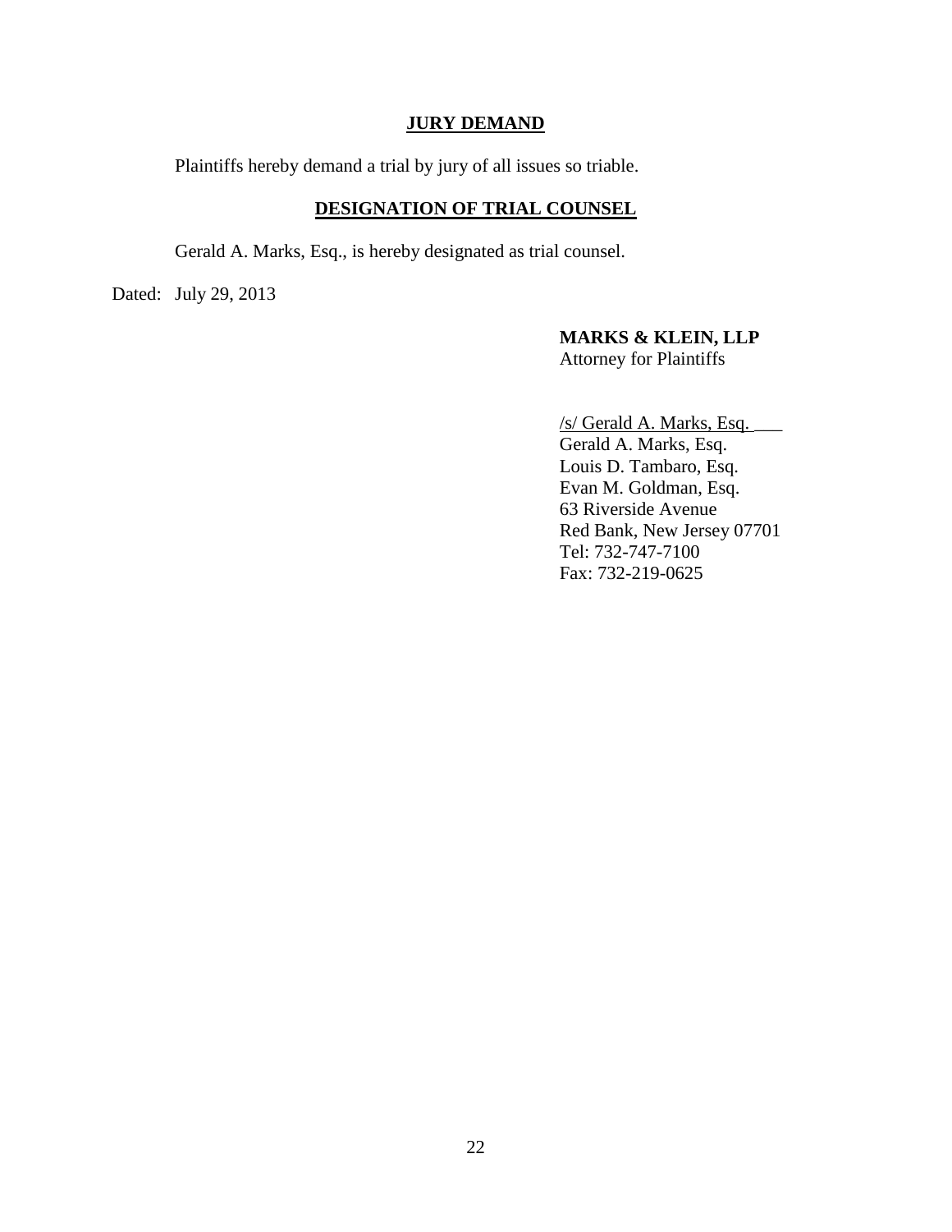## JURY DEMAND

Plaintiffs hereby demand a trial by jury of all issues so triable.

## DESIGNATION OF TRIAL COUNSEL

Gerald A. Marks, Esq., is hereby designated as trial counsel.

Dated: July 29, 2013

**MARKS & KLEIN, LLP**
Attorney for Plaintiffs

/s/ Gerald A. Marks, Esq. ___
Gerald A. Marks, Esq.
Louis D. Tambaro, Esq.
Evan M. Goldman, Esq.
63 Riverside Avenue
Red Bank, New Jersey 07701
Tel: 732-747-7100
Fax: 732-219-0625